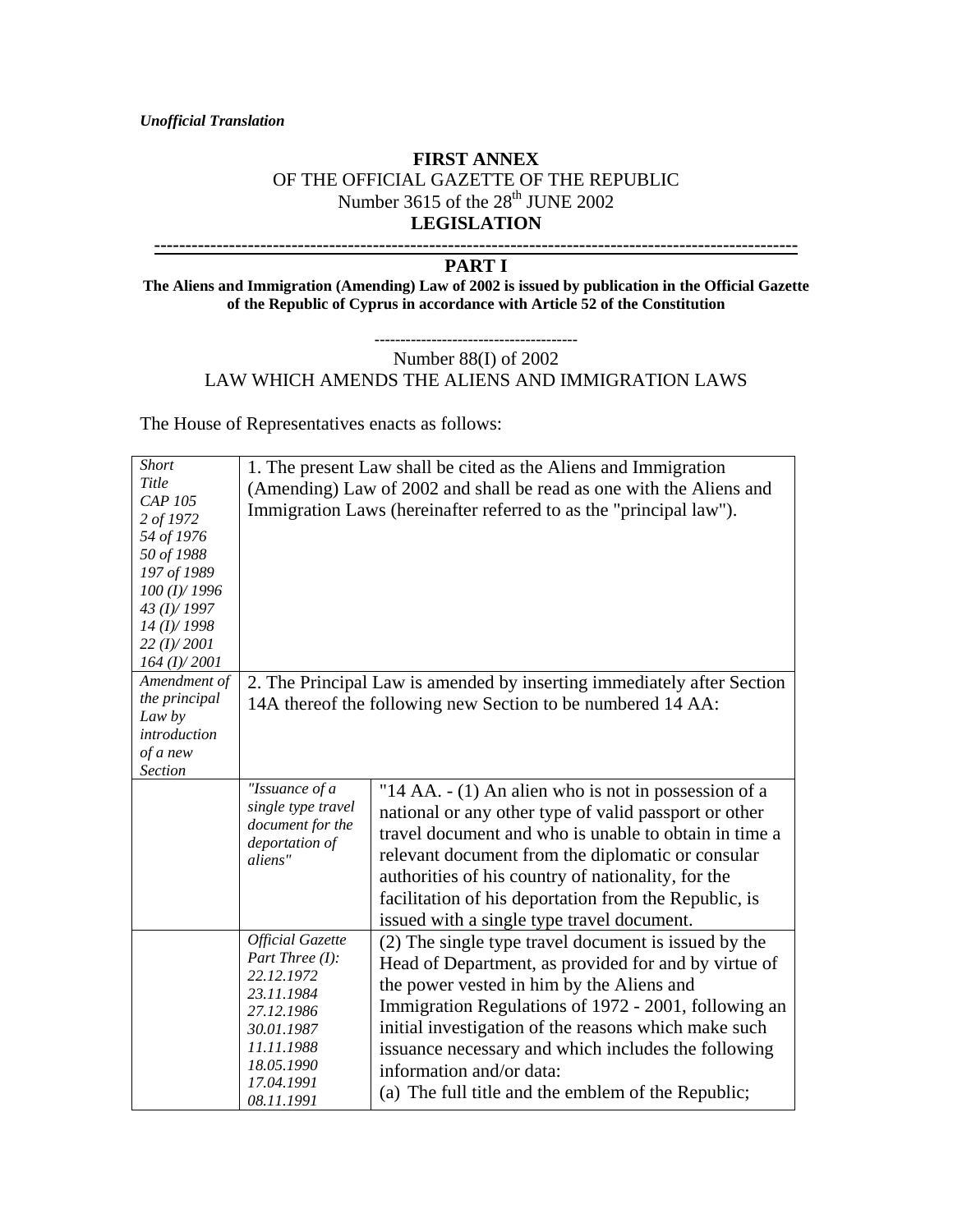*Unofficial Translation*

**FIRST ANNEX**
OF THE OFFICIAL GAZETTE OF THE REPUBLIC
Number 3615 of the 28th JUNE 2002
**LEGISLATION**

---

**PART I**

**The Aliens and Immigration (Amending) Law of 2002 is issued by publication in the Official Gazette of the Republic of Cyprus in accordance with Article 52 of the Constitution**

---

Number 88(I) of 2002
LAW WHICH AMENDS THE ALIENS AND IMMIGRATION LAWS

The House of Representatives enacts as follows:

| | | |
|---|---|---|
| *Short Title CAP 105 2 of 1972 54 of 1976 50 of 1988 197 of 1989 100 (I)/ 1996 43 (I)/ 1997 14 (I)/ 1998 22 (I)/ 2001 164 (I)/ 2001* | 1. The present Law shall be cited as the Aliens and Immigration (Amending) Law of 2002 and shall be read as one with the Aliens and Immigration Laws (hereinafter referred to as the "principal law"). | |
| *Amendment of the principal Law by introduction of a new Section* | 2. The Principal Law is amended by inserting immediately after Section 14A thereof the following new Section to be numbered 14 AA: | |
| | *"Issuance of a single type travel document for the deportation of aliens"* | "14 AA. - (1) An alien who is not in possession of a national or any other type of valid passport or other travel document and who is unable to obtain in time a relevant document from the diplomatic or consular authorities of his country of nationality, for the facilitation of his deportation from the Republic, is issued with a single type travel document. |
| | *Official Gazette Part Three (I): 22.12.1972 23.11.1984 27.12.1986 30.01.1987 11.11.1988 18.05.1990 17.04.1991 08.11.1991* | (2) The single type travel document is issued by the Head of Department, as provided for and by virtue of the power vested in him by the Aliens and Immigration Regulations of 1972 - 2001, following an initial investigation of the reasons which make such issuance necessary and which includes the following information and/or data:<br>(a) The full title and the emblem of the Republic; |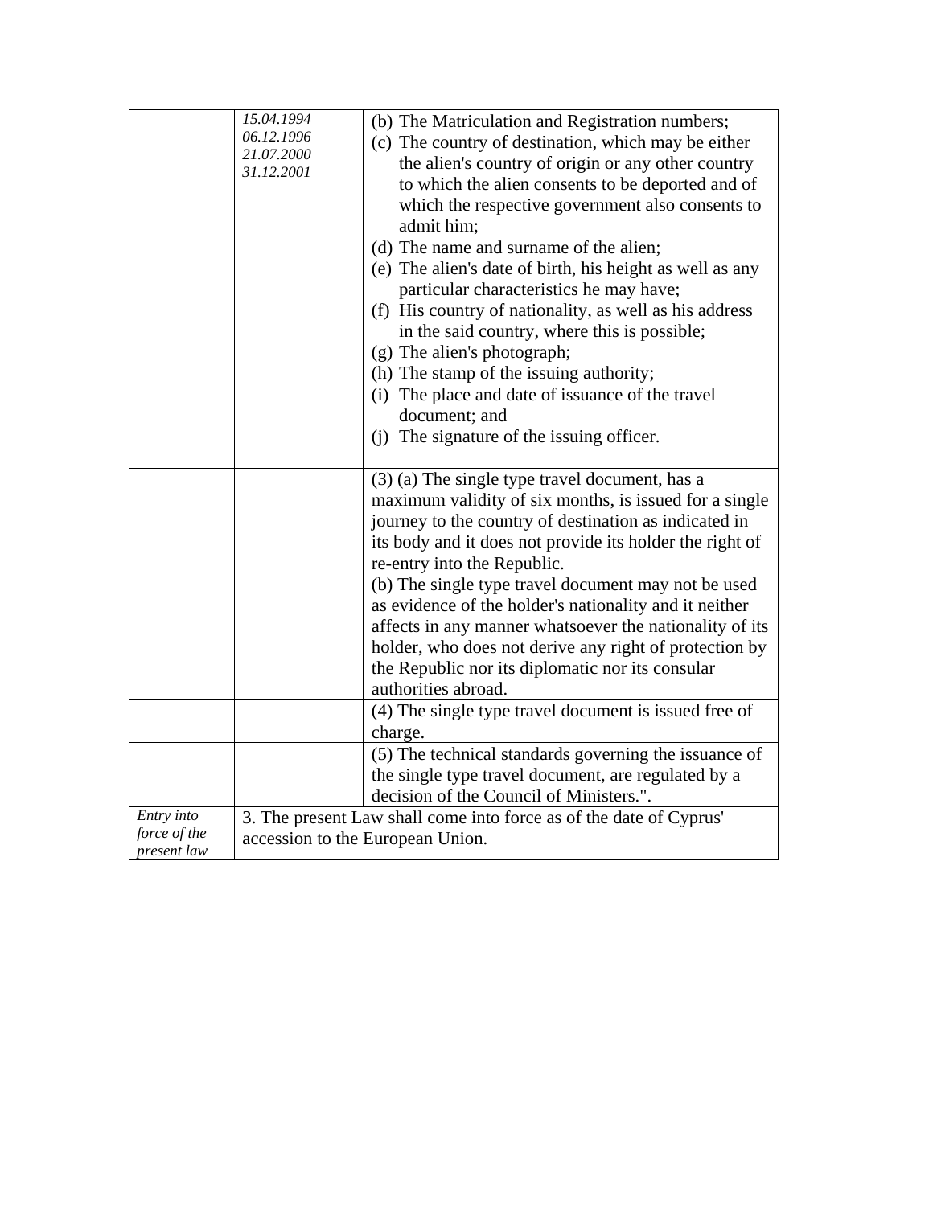| | | |
|---|---|---|
| | *15.04.1994*<br>*06.12.1996*<br>*21.07.2000*<br>*31.12.2001* | (b) The Matriculation and Registration numbers;<br>(c) The country of destination, which may be either the alien's country of origin or any other country to which the alien consents to be deported and of which the respective government also consents to admit him;<br>(d) The name and surname of the alien;<br>(e) The alien's date of birth, his height as well as any particular characteristics he may have;<br>(f) His country of nationality, as well as his address in the said country, where this is possible;<br>(g) The alien's photograph;<br>(h) The stamp of the issuing authority;<br>(i) The place and date of issuance of the travel document; and<br>(j) The signature of the issuing officer. |
| | | (3) (a) The single type travel document, has a maximum validity of six months, is issued for a single journey to the country of destination as indicated in its body and it does not provide its holder the right of re-entry into the Republic.<br>(b) The single type travel document may not be used as evidence of the holder's nationality and it neither affects in any manner whatsoever the nationality of its holder, who does not derive any right of protection by the Republic nor its diplomatic nor its consular authorities abroad. |
| | | (4) The single type travel document is issued free of charge. |
| | | (5) The technical standards governing the issuance of the single type travel document, are regulated by a decision of the Council of Ministers.". |
| *Entry into force of the present law* | 3. The present Law shall come into force as of the date of Cyprus' accession to the European Union. | |